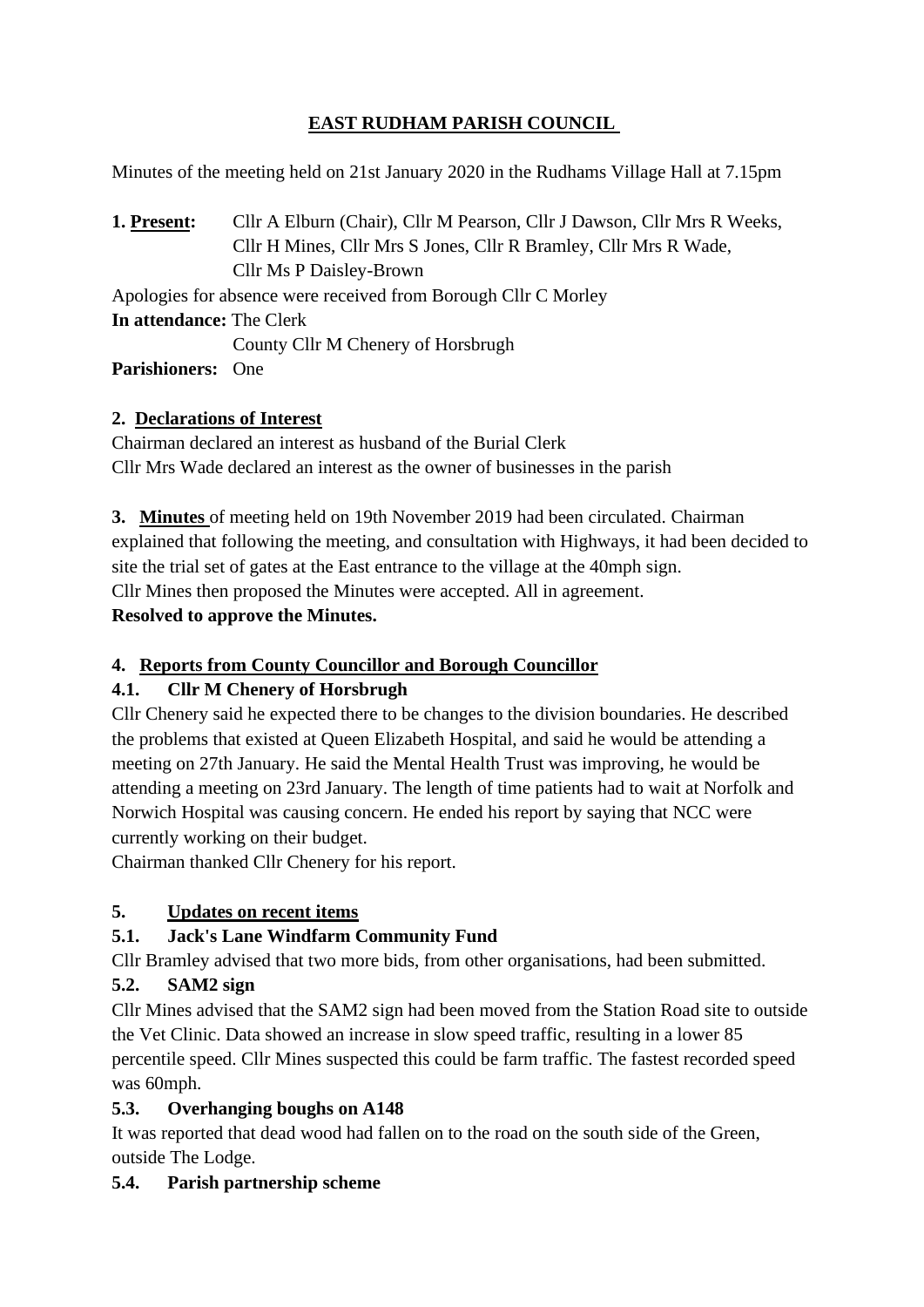# EAST RUDHAM PARISH COUNCIL

Minutes of the meeting held on 21st January 2020 in the Rudhams Village Hall at 7.15pm

**1. Present:** Cllr A Elburn (Chair), Cllr M Pearson, Cllr J Dawson, Cllr Mrs R Weeks, Cllr H Mines, Cllr Mrs S Jones, Cllr R Bramley, Cllr Mrs R Wade, Cllr Ms P Daisley-Brown

Apologies for absence were received from Borough Cllr C Morley

**In attendance:** The Clerk
County Cllr M Chenery of Horsbrugh

**Parishioners:** One

## 2. Declarations of Interest

Chairman declared an interest as husband of the Burial Clerk

Cllr Mrs Wade declared an interest as the owner of businesses in the parish

**3. Minutes** of meeting held on 19th November 2019 had been circulated. Chairman explained that following the meeting, and consultation with Highways, it had been decided to site the trial set of gates at the East entrance to the village at the 40mph sign.

Cllr Mines then proposed the Minutes were accepted. All in agreement.

**Resolved to approve the Minutes.**

## 4. Reports from County Councillor and Borough Councillor

### 4.1. Cllr M Chenery of Horsbrugh

Cllr Chenery said he expected there to be changes to the division boundaries. He described the problems that existed at Queen Elizabeth Hospital, and said he would be attending a meeting on 27th January. He said the Mental Health Trust was improving, he would be attending a meeting on 23rd January. The length of time patients had to wait at Norfolk and Norwich Hospital was causing concern. He ended his report by saying that NCC were currently working on their budget.

Chairman thanked Cllr Chenery for his report.

## 5. Updates on recent items

### 5.1. Jack's Lane Windfarm Community Fund

Cllr Bramley advised that two more bids, from other organisations, had been submitted.

### 5.2. SAM2 sign

Cllr Mines advised that the SAM2 sign had been moved from the Station Road site to outside the Vet Clinic. Data showed an increase in slow speed traffic, resulting in a lower 85 percentile speed. Cllr Mines suspected this could be farm traffic. The fastest recorded speed was 60mph.

### 5.3. Overhanging boughs on A148

It was reported that dead wood had fallen on to the road on the south side of the Green, outside The Lodge.

### 5.4. Parish partnership scheme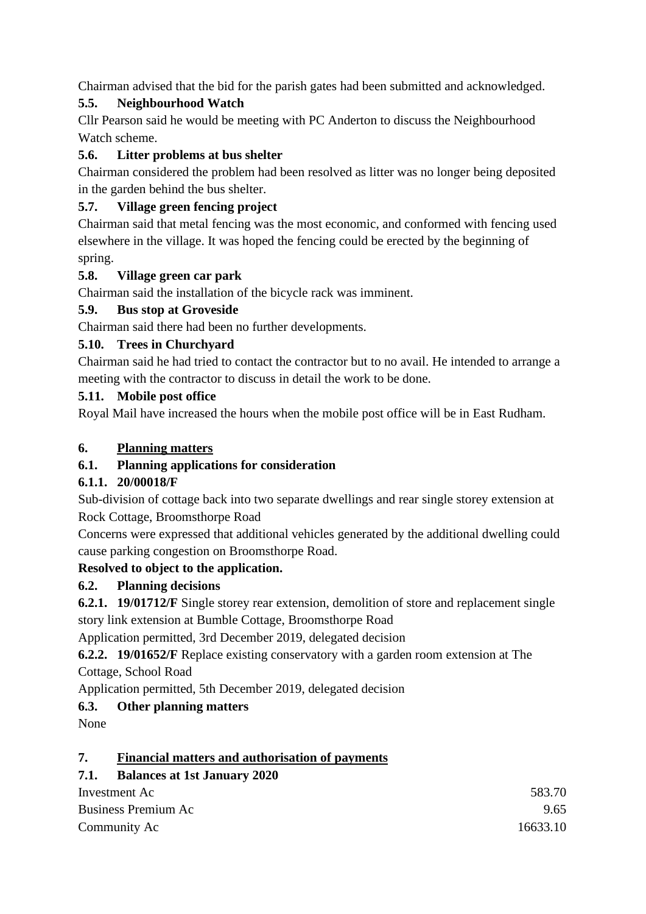Chairman advised that the bid for the parish gates had been submitted and acknowledged.

**5.5. Neighbourhood Watch**

Cllr Pearson said he would be meeting with PC Anderton to discuss the Neighbourhood Watch scheme.

**5.6. Litter problems at bus shelter**

Chairman considered the problem had been resolved as litter was no longer being deposited in the garden behind the bus shelter.

**5.7. Village green fencing project**

Chairman said that metal fencing was the most economic, and conformed with fencing used elsewhere in the village. It was hoped the fencing could be erected by the beginning of spring.

**5.8. Village green car park**

Chairman said the installation of the bicycle rack was imminent.

**5.9. Bus stop at Groveside**

Chairman said there had been no further developments.

**5.10. Trees in Churchyard**

Chairman said he had tried to contact the contractor but to no avail. He intended to arrange a meeting with the contractor to discuss in detail the work to be done.

**5.11. Mobile post office**

Royal Mail have increased the hours when the mobile post office will be in East Rudham.

## 6. Planning matters

**6.1. Planning applications for consideration**

**6.1.1. 20/00018/F**

Sub-division of cottage back into two separate dwellings and rear single storey extension at Rock Cottage, Broomsthorpe Road

Concerns were expressed that additional vehicles generated by the additional dwelling could cause parking congestion on Broomsthorpe Road.

**Resolved to object to the application.**

**6.2. Planning decisions**

**6.2.1. 19/01712/F** Single storey rear extension, demolition of store and replacement single story link extension at Bumble Cottage, Broomsthorpe Road

Application permitted, 3rd December 2019, delegated decision

**6.2.2. 19/01652/F** Replace existing conservatory with a garden room extension at The Cottage, School Road

Application permitted, 5th December 2019, delegated decision

**6.3. Other planning matters**

None

## 7. Financial matters and authorisation of payments

**7.1. Balances at 1st January 2020**

| | |
|---|---:|
| Investment Ac | 583.70 |
| Business Premium Ac | 9.65 |
| Community Ac | 16633.10 |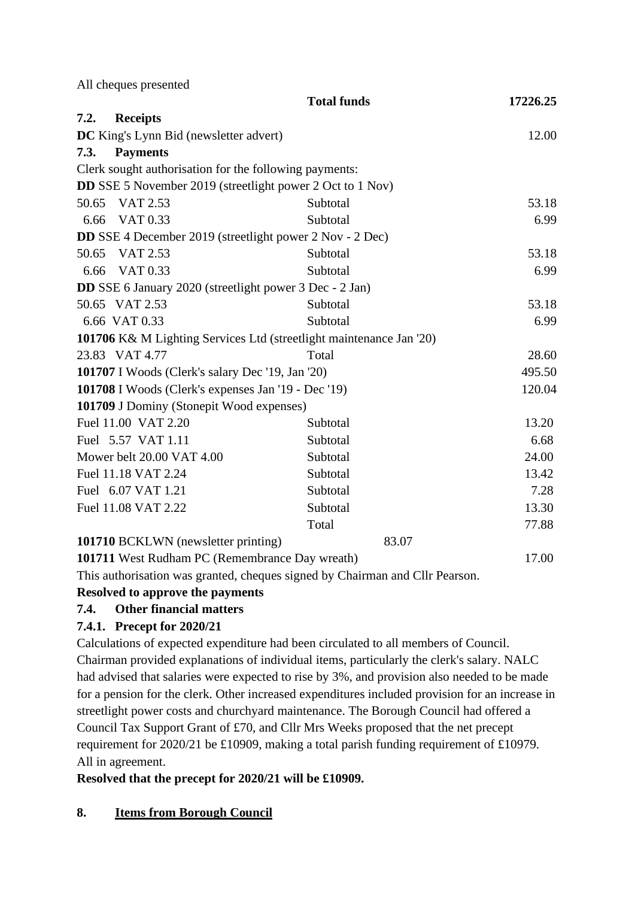All cheques presented

| | Total funds | 17226.25 |
|---|---|---|

### 7.2. Receipts

| | | |
|---|---|---|
| **DC** King's Lynn Bid (newsletter advert) | | 12.00 |

### 7.3. Payments

Clerk sought authorisation for the following payments:

| | | |
|---|---|---|
| **DD** SSE 5 November 2019 (streetlight power 2 Oct to 1 Nov) | | |
| 50.65 VAT 2.53 | Subtotal | 53.18 |
| 6.66 VAT 0.33 | Subtotal | 6.99 |
| **DD** SSE 4 December 2019 (streetlight power 2 Nov - 2 Dec) | | |
| 50.65 VAT 2.53 | Subtotal | 53.18 |
| 6.66 VAT 0.33 | Subtotal | 6.99 |
| **DD** SSE 6 January 2020 (streetlight power 3 Dec - 2 Jan) | | |
| 50.65 VAT 2.53 | Subtotal | 53.18 |
| 6.66 VAT 0.33 | Subtotal | 6.99 |
| **101706** K& M Lighting Services Ltd (streetlight maintenance Jan '20) | | |
| 23.83 VAT 4.77 | Total | 28.60 |
| **101707** I Woods (Clerk's salary Dec '19, Jan '20) | | 495.50 |
| **101708** I Woods (Clerk's expenses Jan '19 - Dec '19) | | 120.04 |
| **101709** J Dominy (Stonepit Wood expenses) | | |
| Fuel 11.00 VAT 2.20 | Subtotal | 13.20 |
| Fuel 5.57 VAT 1.11 | Subtotal | 6.68 |
| Mower belt 20.00 VAT 4.00 | Subtotal | 24.00 |
| Fuel 11.18 VAT 2.24 | Subtotal | 13.42 |
| Fuel 6.07 VAT 1.21 | Subtotal | 7.28 |
| Fuel 11.08 VAT 2.22 | Subtotal | 13.30 |
| | Total | 77.88 |
| **101710** BCKLWN (newsletter printing) | 83.07 | |
| **101711** West Rudham PC (Remembrance Day wreath) | | 17.00 |

This authorisation was granted, cheques signed by Chairman and Cllr Pearson.

**Resolved to approve the payments**

### 7.4. Other financial matters

#### 7.4.1. Precept for 2020/21

Calculations of expected expenditure had been circulated to all members of Council. Chairman provided explanations of individual items, particularly the clerk's salary. NALC had advised that salaries were expected to rise by 3%, and provision also needed to be made for a pension for the clerk. Other increased expenditures included provision for an increase in streetlight power costs and churchyard maintenance. The Borough Council had offered a Council Tax Support Grant of £70, and Cllr Mrs Weeks proposed that the net precept requirement for 2020/21 be £10909, making a total parish funding requirement of £10979. All in agreement.

**Resolved that the precept for 2020/21 will be £10909.**

## 8. Items from Borough Council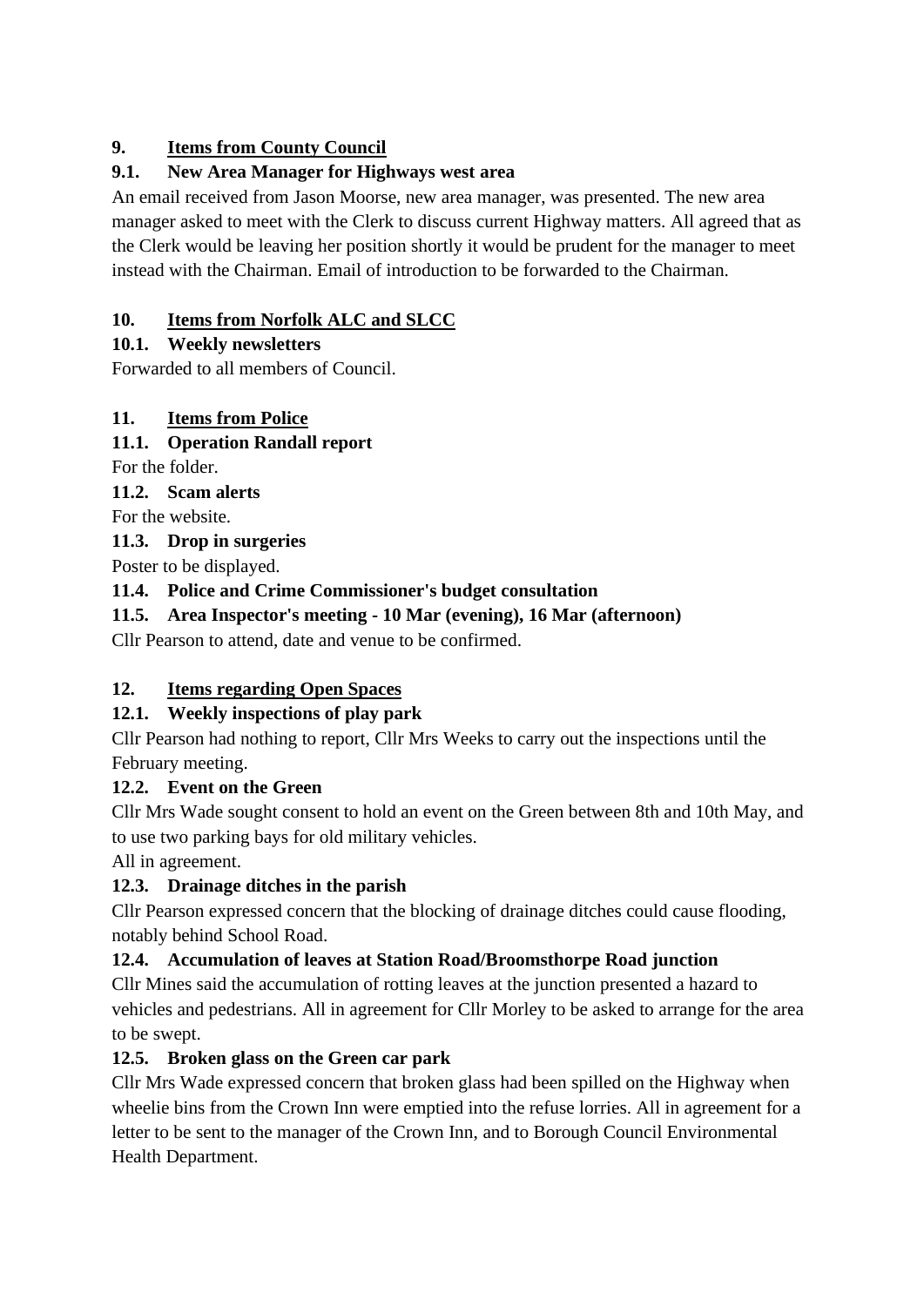## 9. Items from County Council

### 9.1. New Area Manager for Highways west area

An email received from Jason Moorse, new area manager, was presented. The new area manager asked to meet with the Clerk to discuss current Highway matters. All agreed that as the Clerk would be leaving her position shortly it would be prudent for the manager to meet instead with the Chairman. Email of introduction to be forwarded to the Chairman.

## 10. Items from Norfolk ALC and SLCC

### 10.1. Weekly newsletters

Forwarded to all members of Council.

## 11. Items from Police

### 11.1. Operation Randall report

For the folder.

### 11.2. Scam alerts

For the website.

### 11.3. Drop in surgeries

Poster to be displayed.

### 11.4. Police and Crime Commissioner's budget consultation

### 11.5. Area Inspector's meeting - 10 Mar (evening), 16 Mar (afternoon)

Cllr Pearson to attend, date and venue to be confirmed.

## 12. Items regarding Open Spaces

### 12.1. Weekly inspections of play park

Cllr Pearson had nothing to report, Cllr Mrs Weeks to carry out the inspections until the February meeting.

### 12.2. Event on the Green

Cllr Mrs Wade sought consent to hold an event on the Green between 8th and 10th May, and to use two parking bays for old military vehicles.

All in agreement.

### 12.3. Drainage ditches in the parish

Cllr Pearson expressed concern that the blocking of drainage ditches could cause flooding, notably behind School Road.

### 12.4. Accumulation of leaves at Station Road/Broomsthorpe Road junction

Cllr Mines said the accumulation of rotting leaves at the junction presented a hazard to vehicles and pedestrians. All in agreement for Cllr Morley to be asked to arrange for the area to be swept.

### 12.5. Broken glass on the Green car park

Cllr Mrs Wade expressed concern that broken glass had been spilled on the Highway when wheelie bins from the Crown Inn were emptied into the refuse lorries. All in agreement for a letter to be sent to the manager of the Crown Inn, and to Borough Council Environmental Health Department.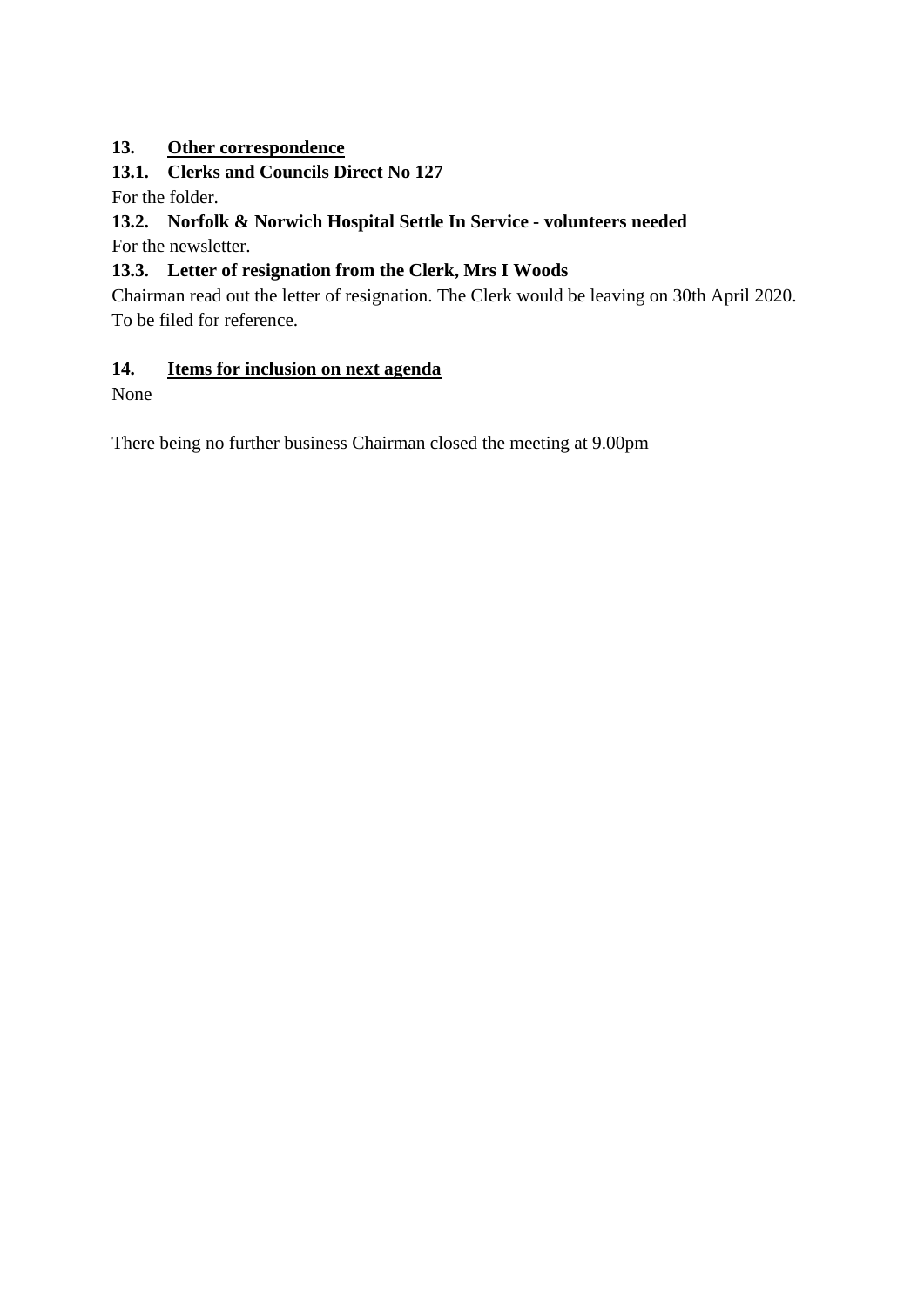## 13. Other correspondence

### 13.1. Clerks and Councils Direct No 127

For the folder.

### 13.2. Norfolk & Norwich Hospital Settle In Service - volunteers needed

For the newsletter.

### 13.3. Letter of resignation from the Clerk, Mrs I Woods

Chairman read out the letter of resignation. The Clerk would be leaving on 30th April 2020. To be filed for reference.

## 14. Items for inclusion on next agenda

None

There being no further business Chairman closed the meeting at 9.00pm